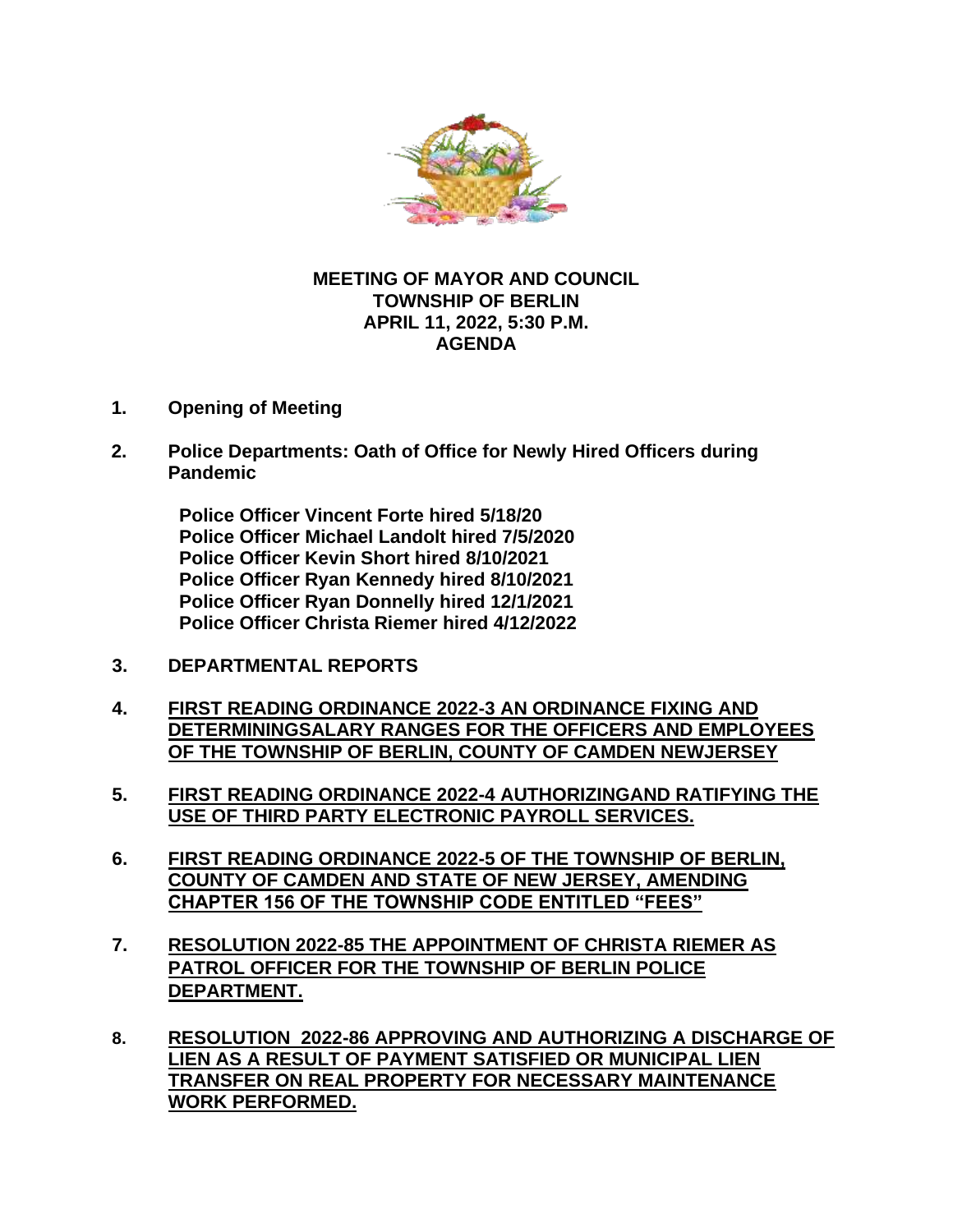**MEETING OF MAYOR AND COUNCIL**
**TOWNSHIP OF BERLIN**
**APRIL 11, 2022, 5:30 P.M.**
**AGENDA**

1. **Opening of Meeting**

2. **Police Departments: Oath of Office for Newly Hired Officers during Pandemic**

   **Police Officer Vincent Forte hired 5/18/20**
   **Police Officer Michael Landolt hired 7/5/2020**
   **Police Officer Kevin Short hired 8/10/2021**
   **Police Officer Ryan Kennedy hired 8/10/2021**
   **Police Officer Ryan Donnelly hired 12/1/2021**
   **Police Officer Christa Riemer hired 4/12/2022**

3. **DEPARTMENTAL REPORTS**

4. **FIRST READING ORDINANCE 2022-3 AN ORDINANCE FIXING AND DETERMININGSALARY RANGES FOR THE OFFICERS AND EMPLOYEES OF THE TOWNSHIP OF BERLIN, COUNTY OF CAMDEN NEWJERSEY**

5. **FIRST READING ORDINANCE 2022-4 AUTHORIZINGAND RATIFYING THE USE OF THIRD PARTY ELECTRONIC PAYROLL SERVICES.**

6. **FIRST READING ORDINANCE 2022-5 OF THE TOWNSHIP OF BERLIN, COUNTY OF CAMDEN AND STATE OF NEW JERSEY, AMENDING CHAPTER 156 OF THE TOWNSHIP CODE ENTITLED "FEES"**

7. **RESOLUTION 2022-85 THE APPOINTMENT OF CHRISTA RIEMER AS PATROL OFFICER FOR THE TOWNSHIP OF BERLIN POLICE DEPARTMENT.**

8. **RESOLUTION 2022-86 APPROVING AND AUTHORIZING A DISCHARGE OF LIEN AS A RESULT OF PAYMENT SATISFIED OR MUNICIPAL LIEN TRANSFER ON REAL PROPERTY FOR NECESSARY MAINTENANCE WORK PERFORMED.**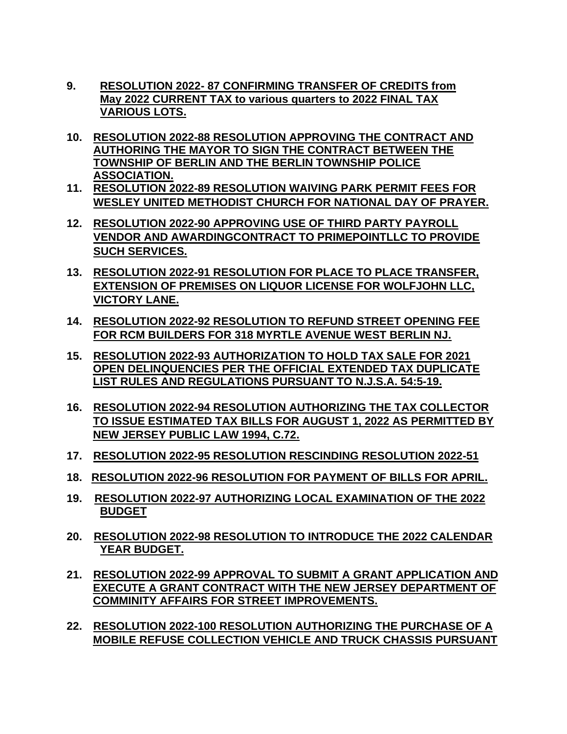9. **<u>RESOLUTION 2022- 87 CONFIRMING TRANSFER OF CREDITS from May 2022 CURRENT TAX to various quarters to 2022 FINAL TAX VARIOUS LOTS.</u>**

10. **<u>RESOLUTION 2022-88 RESOLUTION APPROVING THE CONTRACT AND AUTHORING THE MAYOR TO SIGN THE CONTRACT BETWEEN THE TOWNSHIP OF BERLIN AND THE BERLIN TOWNSHIP POLICE ASSOCIATION.</u>**

11. **<u>RESOLUTION 2022-89 RESOLUTION WAIVING PARK PERMIT FEES FOR WESLEY UNITED METHODIST CHURCH FOR NATIONAL DAY OF PRAYER.</u>**

12. **<u>RESOLUTION 2022-90 APPROVING USE OF THIRD PARTY PAYROLL VENDOR AND AWARDINGCONTRACT TO PRIMEPOINTLLC TO PROVIDE SUCH SERVICES.</u>**

13. **<u>RESOLUTION 2022-91 RESOLUTION FOR PLACE TO PLACE TRANSFER, EXTENSION OF PREMISES ON LIQUOR LICENSE FOR WOLFJOHN LLC, VICTORY LANE.</u>**

14. **<u>RESOLUTION 2022-92 RESOLUTION TO REFUND STREET OPENING FEE FOR RCM BUILDERS FOR 318 MYRTLE AVENUE WEST BERLIN NJ.</u>**

15. **<u>RESOLUTION 2022-93 AUTHORIZATION TO HOLD TAX SALE FOR 2021 OPEN DELINQUENCIES PER THE OFFICIAL EXTENDED TAX DUPLICATE LIST RULES AND REGULATIONS PURSUANT TO N.J.S.A. 54:5-19.</u>**

16. **<u>RESOLUTION 2022-94 RESOLUTION AUTHORIZING THE TAX COLLECTOR TO ISSUE ESTIMATED TAX BILLS FOR AUGUST 1, 2022 AS PERMITTED BY NEW JERSEY PUBLIC LAW 1994, C.72.</u>**

17. **<u>RESOLUTION 2022-95 RESOLUTION RESCINDING RESOLUTION 2022-51</u>**

18. **<u>RESOLUTION 2022-96 RESOLUTION FOR PAYMENT OF BILLS FOR APRIL.</u>**

19. **<u>RESOLUTION 2022-97 AUTHORIZING LOCAL EXAMINATION OF THE 2022 BUDGET</u>**

20. **<u>RESOLUTION 2022-98 RESOLUTION TO INTRODUCE THE 2022 CALENDAR YEAR BUDGET.</u>**

21. **<u>RESOLUTION 2022-99 APPROVAL TO SUBMIT A GRANT APPLICATION AND EXECUTE A GRANT CONTRACT WITH THE NEW JERSEY DEPARTMENT OF COMMINITY AFFAIRS FOR STREET IMPROVEMENTS.</u>**

22. **<u>RESOLUTION 2022-100 RESOLUTION AUTHORIZING THE PURCHASE OF A MOBILE REFUSE COLLECTION VEHICLE AND TRUCK CHASSIS PURSUANT</u>**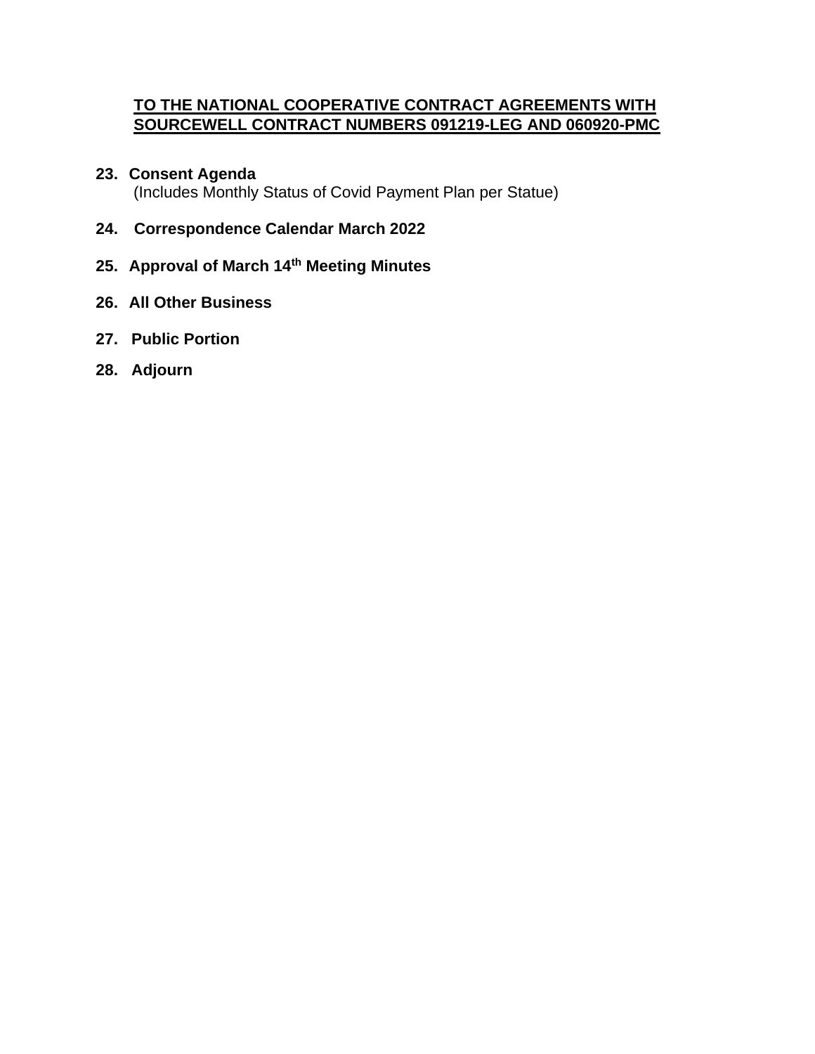**<u>TO THE NATIONAL COOPERATIVE CONTRACT AGREEMENTS WITH SOURCEWELL CONTRACT NUMBERS 091219-LEG AND 060920-PMC</u>**

**23. Consent Agenda**
(Includes Monthly Status of Covid Payment Plan per Statue)

**24. Correspondence Calendar March 2022**

**25. Approval of March 14th Meeting Minutes**

**26. All Other Business**

**27. Public Portion**

**28. Adjourn**